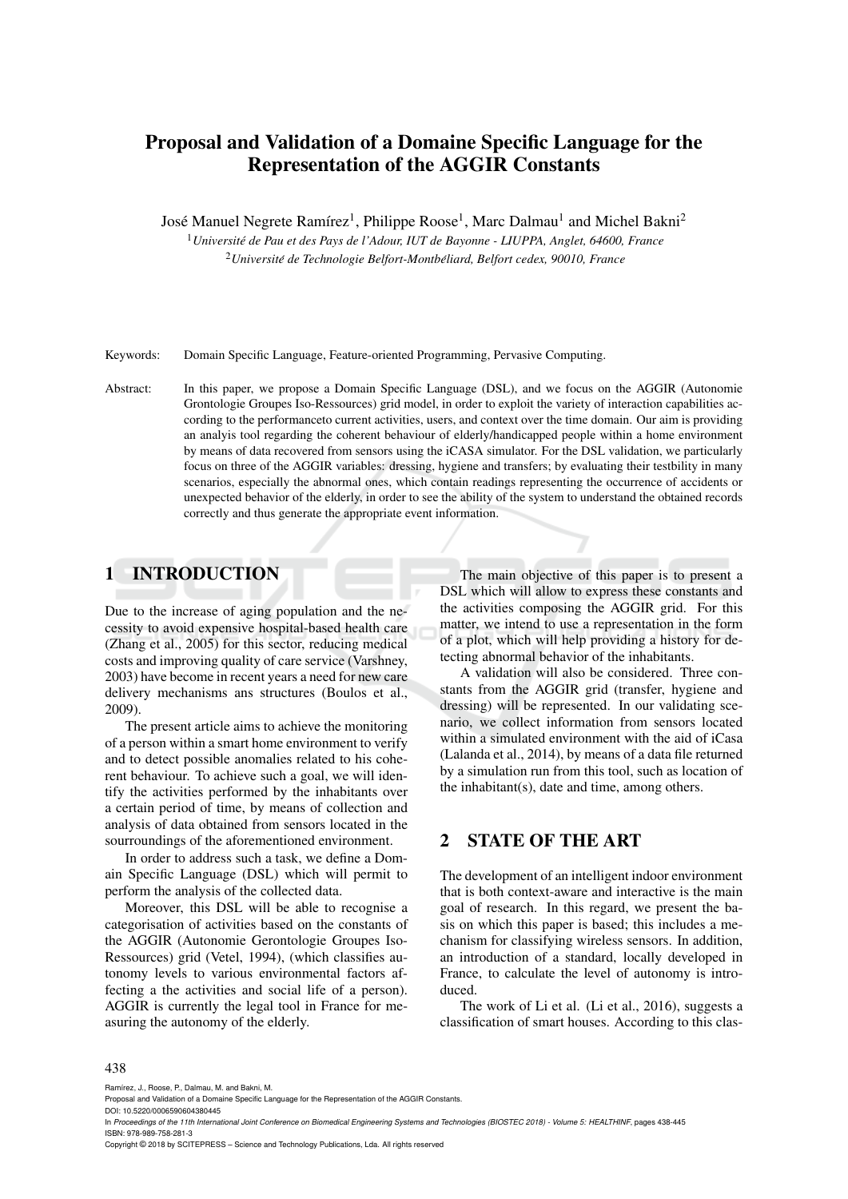# Proposal and Validation of a Domaine Specific Language for the Representation of the AGGIR Constants

José Manuel Negrete Ramírez[1], Philippe Roose[1], Marc Dalmau[1] and Michel Bakni[2]

[1]*Université de Pau et des Pays de l'Adour, IUT de Bayonne - LIUPPA, Anglet, 64600, France*
[2]*Université de Technologie Belfort-Montbéliard, Belfort cedex, 90010, France*

Keywords: Domain Specific Language, Feature-oriented Programming, Pervasive Computing.

Abstract: In this paper, we propose a Domain Specific Language (DSL), and we focus on the AGGIR (Autonomie Grontologie Groupes Iso-Ressources) grid model, in order to exploit the variety of interaction capabilities according to the performanceto current activities, users, and context over the time domain. Our aim is providing an analyis tool regarding the coherent behaviour of elderly/handicapped people within a home environment by means of data recovered from sensors using the iCASA simulator. For the DSL validation, we particularly focus on three of the AGGIR variables: dressing, hygiene and transfers; by evaluating their testbility in many scenarios, especially the abnormal ones, which contain readings representing the occurrence of accidents or unexpected behavior of the elderly, in order to see the ability of the system to understand the obtained records correctly and thus generate the appropriate event information.

## 1 INTRODUCTION

Due to the increase of aging population and the necessity to avoid expensive hospital-based health care (Zhang et al., 2005) for this sector, reducing medical costs and improving quality of care service (Varshney, 2003) have become in recent years a need for new care delivery mechanisms ans structures (Boulos et al., 2009).

The present article aims to achieve the monitoring of a person within a smart home environment to verify and to detect possible anomalies related to his coherent behaviour. To achieve such a goal, we will identify the activities performed by the inhabitants over a certain period of time, by means of collection and analysis of data obtained from sensors located in the sourroundings of the aforementioned environment.

In order to address such a task, we define a Domain Specific Language (DSL) which will permit to perform the analysis of the collected data.

Moreover, this DSL will be able to recognise a categorisation of activities based on the constants of the AGGIR (Autonomie Gerontologie Groupes Iso-Ressources) grid (Vetel, 1994), (which classifies autonomy levels to various environmental factors affecting a the activities and social life of a person). AGGIR is currently the legal tool in France for measuring the autonomy of the elderly.

The main objective of this paper is to present a DSL which will allow to express these constants and the activities composing the AGGIR grid. For this matter, we intend to use a representation in the form of a plot, which will help providing a history for detecting abnormal behavior of the inhabitants.

A validation will also be considered. Three constants from the AGGIR grid (transfer, hygiene and dressing) will be represented. In our validating scenario, we collect information from sensors located within a simulated environment with the aid of iCasa (Lalanda et al., 2014), by means of a data file returned by a simulation run from this tool, such as location of the inhabitant(s), date and time, among others.

## 2 STATE OF THE ART

The development of an intelligent indoor environment that is both context-aware and interactive is the main goal of research. In this regard, we present the basis on which this paper is based; this includes a mechanism for classifying wireless sensors. In addition, an introduction of a standard, locally developed in France, to calculate the level of autonomy is introduced.

The work of Li et al. (Li et al., 2016), suggests a classification of smart houses. According to this clas-

Ramírez, J., Roose, P., Dalmau, M. and Bakni, M.
Proposal and Validation of a Domaine Specific Language for the Representation of the AGGIR Constants.
DOI: 10.5220/0006590604380445
In *Proceedings of the 11th International Joint Conference on Biomedical Engineering Systems and Technologies (BIOSTEC 2018) - Volume 5: HEALTHINF*, pages 438-445
ISBN: 978-989-758-281-3
Copyright © 2018 by SCITEPRESS – Science and Technology Publications, Lda. All rights reserved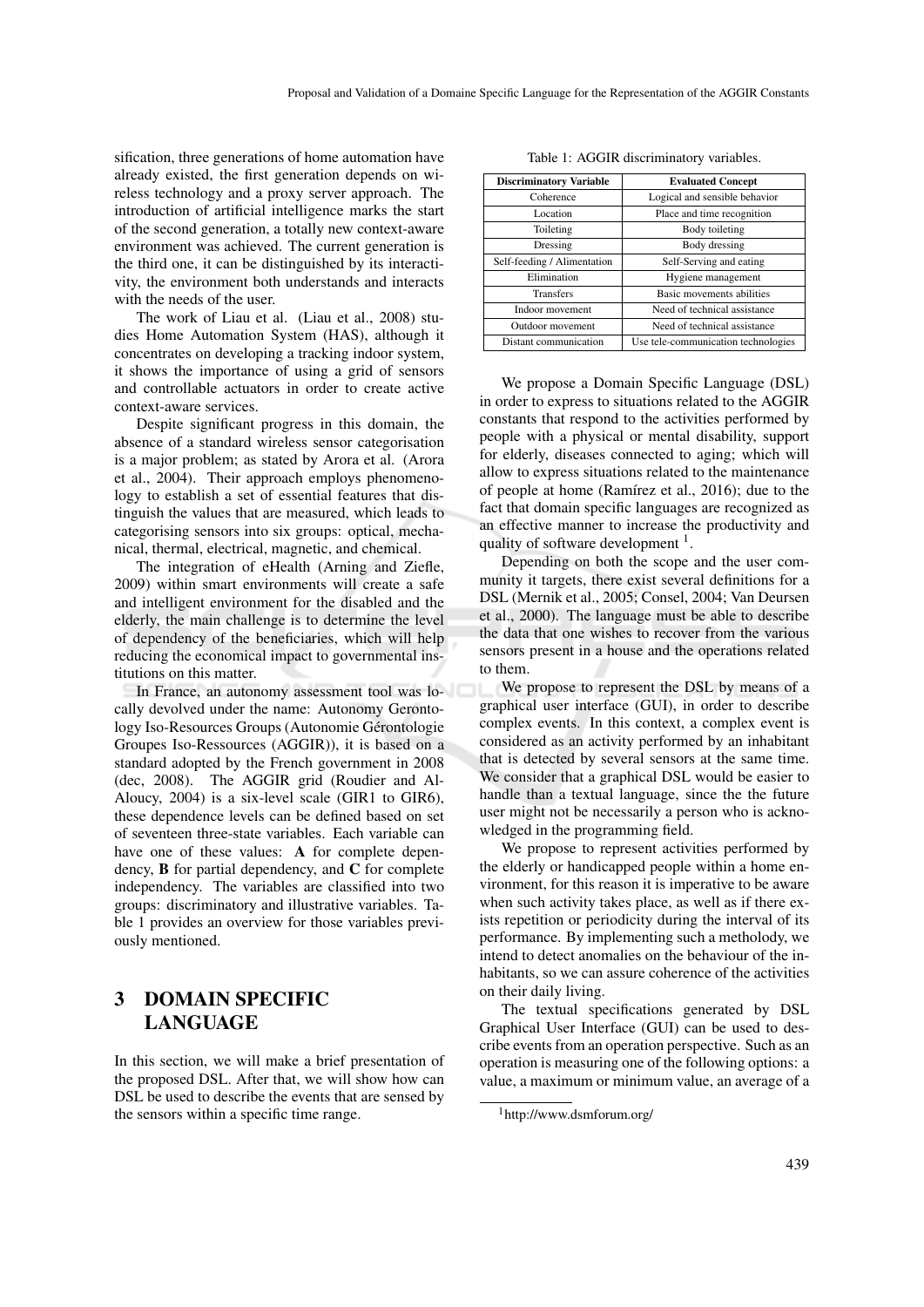sification, three generations of home automation have already existed, the first generation depends on wireless technology and a proxy server approach. The introduction of artificial intelligence marks the start of the second generation, a totally new context-aware environment was achieved. The current generation is the third one, it can be distinguished by its interactivity, the environment both understands and interacts with the needs of the user.

The work of Liau et al. (Liau et al., 2008) studies Home Automation System (HAS), although it concentrates on developing a tracking indoor system, it shows the importance of using a grid of sensors and controllable actuators in order to create active context-aware services.

Despite significant progress in this domain, the absence of a standard wireless sensor categorisation is a major problem; as stated by Arora et al. (Arora et al., 2004). Their approach employs phenomenology to establish a set of essential features that distinguish the values that are measured, which leads to categorising sensors into six groups: optical, mechanical, thermal, electrical, magnetic, and chemical.

The integration of eHealth (Arning and Ziefle, 2009) within smart environments will create a safe and intelligent environment for the disabled and the elderly, the main challenge is to determine the level of dependency of the beneficiaries, which will help reducing the economical impact to governmental institutions on this matter.

In France, an autonomy assessment tool was locally devolved under the name: Autonomy Gerontology Iso-Resources Groups (Autonomie Gérontologie Groupes Iso-Ressources (AGGIR)), it is based on a standard adopted by the French government in 2008 (dec, 2008). The AGGIR grid (Roudier and Al-Aloucy, 2004) is a six-level scale (GIR1 to GIR6), these dependence levels can be defined based on set of seventeen three-state variables. Each variable can have one of these values: **A** for complete dependency, **B** for partial dependency, and **C** for complete independency. The variables are classified into two groups: discriminatory and illustrative variables. Table 1 provides an overview for those variables previously mentioned.

# 3 DOMAIN SPECIFIC LANGUAGE

In this section, we will make a brief presentation of the proposed DSL. After that, we will show how can DSL be used to describe the events that are sensed by the sensors within a specific time range.

Table 1: AGGIR discriminatory variables.

| **Discriminatory Variable** | **Evaluated Concept** |
|---|---|
| Coherence | Logical and sensible behavior |
| Location | Place and time recognition |
| Toileting | Body toileting |
| Dressing | Body dressing |
| Self-feeding / Alimentation | Self-Serving and eating |
| Elimination | Hygiene management |
| Transfers | Basic movements abilities |
| Indoor movement | Need of technical assistance |
| Outdoor movement | Need of technical assistance |
| Distant communication | Use tele-communication technologies |

We propose a Domain Specific Language (DSL) in order to express to situations related to the AGGIR constants that respond to the activities performed by people with a physical or mental disability, support for elderly, diseases connected to aging; which will allow to express situations related to the maintenance of people at home (Ramírez et al., 2016); due to the fact that domain specific languages are recognized as an effective manner to increase the productivity and quality of software development [1].

Depending on both the scope and the user community it targets, there exist several definitions for a DSL (Mernik et al., 2005; Consel, 2004; Van Deursen et al., 2000). The language must be able to describe the data that one wishes to recover from the various sensors present in a house and the operations related to them.

We propose to represent the DSL by means of a graphical user interface (GUI), in order to describe complex events. In this context, a complex event is considered as an activity performed by an inhabitant that is detected by several sensors at the same time. We consider that a graphical DSL would be easier to handle than a textual language, since the the future user might not be necessarily a person who is acknowledged in the programming field.

We propose to represent activities performed by the elderly or handicapped people within a home environment, for this reason it is imperative to be aware when such activity takes place, as well as if there exists repetition or periodicity during the interval of its performance. By implementing such a metholody, we intend to detect anomalies on the behaviour of the inhabitants, so we can assure coherence of the activities on their daily living.

The textual specifications generated by DSL Graphical User Interface (GUI) can be used to describe events from an operation perspective. Such as an operation is measuring one of the following options: a value, a maximum or minimum value, an average of a

[1] http://www.dsmforum.org/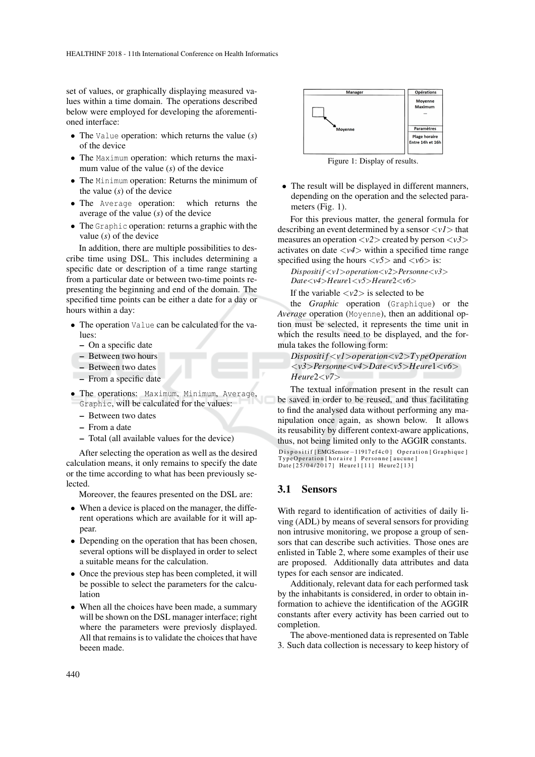set of values, or graphically displaying measured values within a time domain. The operations described below were employed for developing the aforementioned interface:

- The `Value` operation: which returns the value (*s*) of the device
- The `Maximum` operation: which returns the maximum value of the value (*s*) of the device
- The `Minimum` operation: Returns the minimum of the value (*s*) of the device
- The `Average` operation: which returns the average of the value (*s*) of the device
- The `Graphic` operation: returns a graphic with the value (*s*) of the device

In addition, there are multiple possibilities to describe time using DSL. This includes determining a specific date or description of a time range starting from a particular date or between two-time points representing the beginning and end of the domain. The specified time points can be either a date for a day or hours within a day:

- The operation `Value` can be calculated for the values:
  - On a specific date
  - Between two hours
  - Between two dates
  - From a specific date
- The operations: `Maximum`, `Minimum`, `Average`, `Graphic`, will be calculated for the values:
  - Between two dates
  - From a date
  - Total (all available values for the device)

After selecting the operation as well as the desired calculation means, it only remains to specify the date or the time according to what has been previously selected.

Moreover, the feaures presented on the DSL are:

- When a device is placed on the manager, the different operations which are available for it will appear.
- Depending on the operation that has been chosen, several options will be displayed in order to select a suitable means for the calculation.
- Once the previous step has been completed, it will be possible to select the parameters for the calculation
- When all the choices have been made, a summary will be shown on the DSL manager interface; right where the parameters were previosly displayed. All that remains is to validate the choices that have beeen made.

Manager

Moyenne

Opérations

Moyenne

Maximum

...

Paramètres

Plage horaire

Entre 14h et 16h

Figure 1: Display of results.

- The result will be displayed in different manners, depending on the operation and the selected parameters (Fig. 1).

For this previous matter, the general formula for describing an event determined by a sensor <*v1*> that measures an operation <*v2*> created by person <*v3*> activates on date <*v4*> within a specified time range specified using the hours <*v5*> and <*v6*> is:

*Dispositif<v1>operation<v2>Personne<v3>Date<v4>Heure1<v5>Heure2<v6>*

If the variable <*v2*> is selected to be the *Graphic* operation (`Graphique`) or the *Average* operation (`Moyenne`), then an additional option must be selected, it represents the time unit in which the results need to be displayed, and the formula takes the following form:

*Dispositif<v1>operation<v2>TypeOperation<v3>Personne<v4>Date<v5>Heure1<v6>Heure2<v7>*

The textual information present in the result can be saved in order to be reused, and thus facilitating to find the analysed data without performing any manipulation once again, as shown below. It allows its reusability by different context-aware applications, thus, not being limited only to the AGGIR constants.

```
Dispositif[EMGSensor-11917ef4c0] Operation[Graphique]
TypeOperation[horaire] Personne[aucune]
Date[25/04/2017] Heure1[11] Heure2[13]
```

### 3.1 Sensors

With regard to identification of activities of daily living (ADL) by means of several sensors for providing non intrusive monitoring, we propose a group of sensors that can describe such activities. Those ones are enlisted in Table 2, where some examples of their use are proposed. Additionally data attributes and data types for each sensor are indicated.

Additionaly, relevant data for each performed task by the inhabitants is considered, in order to obtain information to achieve the identification of the AGGIR constants after every activity has been carried out to completion.

The above-mentioned data is represented on Table 3. Such data collection is necessary to keep history of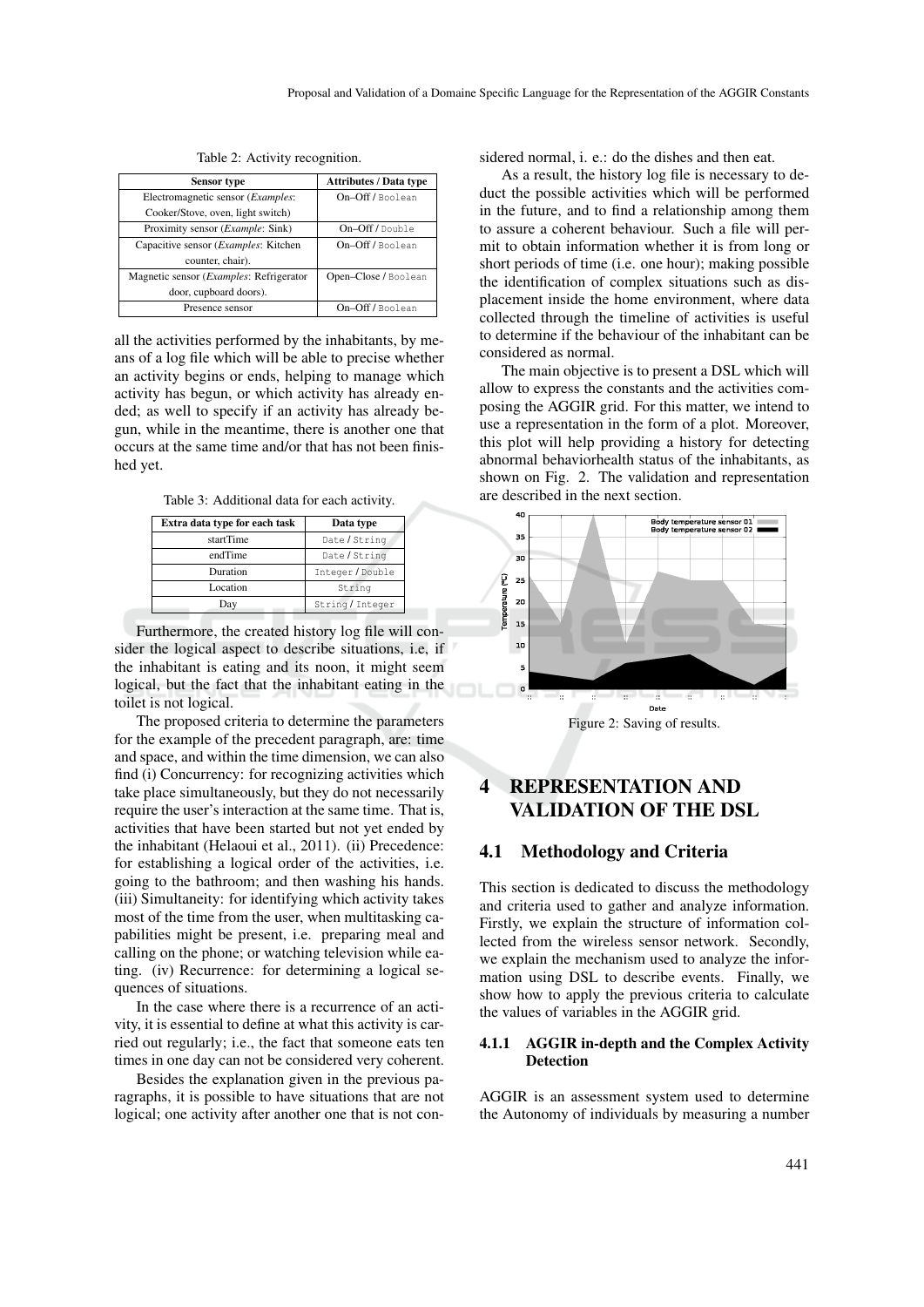Table 2: Activity recognition.

| Sensor type | Attributes / Data type |
|---|---|
| Electromagnetic sensor (*Examples*: Cooker/Stove, oven, light switch) | On–Off / Boolean |
| Proximity sensor (*Example*: Sink) | On–Off / Double |
| Capacitive sensor (*Examples*: Kitchen counter, chair). | On–Off / Boolean |
| Magnetic sensor (*Examples*: Refrigerator door, cupboard doors). | Open–Close / Boolean |
| Presence sensor | On–Off / Boolean |

all the activities performed by the inhabitants, by means of a log file which will be able to precise whether an activity begins or ends, helping to manage which activity has begun, or which activity has already ended; as well to specify if an activity has already begun, while in the meantime, there is another one that occurs at the same time and/or that has not been finished yet.

Table 3: Additional data for each activity.

| Extra data type for each task | Data type |
|---|---|
| startTime | Date / String |
| endTime | Date / String |
| Duration | Integer / Double |
| Location | String |
| Day | String / Integer |

Furthermore, the created history log file will consider the logical aspect to describe situations, i.e, if the inhabitant is eating and its noon, it might seem logical, but the fact that the inhabitant eating in the toilet is not logical.

The proposed criteria to determine the parameters for the example of the precedent paragraph, are: time and space, and within the time dimension, we can also find (i) Concurrency: for recognizing activities which take place simultaneously, but they do not necessarily require the user's interaction at the same time. That is, activities that have been started but not yet ended by the inhabitant (Helaoui et al., 2011). (ii) Precedence: for establishing a logical order of the activities, i.e. going to the bathroom; and then washing his hands. (iii) Simultaneity: for identifying which activity takes most of the time from the user, when multitasking capabilities might be present, i.e. preparing meal and calling on the phone; or watching television while eating. (iv) Recurrence: for determining a logical sequences of situations.

In the case where there is a recurrence of an activity, it is essential to define at what this activity is carried out regularly; i.e., the fact that someone eats ten times in one day can not be considered very coherent.

Besides the explanation given in the previous paragraphs, it is possible to have situations that are not logical; one activity after another one that is not considered normal, i. e.: do the dishes and then eat.

As a result, the history log file is necessary to deduct the possible activities which will be performed in the future, and to find a relationship among them to assure a coherent behaviour. Such a file will permit to obtain information whether it is from long or short periods of time (i.e. one hour); making possible the identification of complex situations such as displacement inside the home environment, where data collected through the timeline of activities is useful to determine if the behaviour of the inhabitant can be considered as normal.

The main objective is to present a DSL which will allow to express the constants and the activities composing the AGGIR grid. For this matter, we intend to use a representation in the form of a plot. Moreover, this plot will help providing a history for detecting abnormal behaviorhealth status of the inhabitants, as shown on Fig. 2. The validation and representation are described in the next section.

Body temperature sensor 01
Body temperature sensor 02
Temperature (°C)
40
35
30
25
20
15
10
5
0
Date

Figure 2: Saving of results.

# 4 REPRESENTATION AND VALIDATION OF THE DSL

## 4.1 Methodology and Criteria

This section is dedicated to discuss the methodology and criteria used to gather and analyze information. Firstly, we explain the structure of information collected from the wireless sensor network. Secondly, we explain the mechanism used to analyze the information using DSL to describe events. Finally, we show how to apply the previous criteria to calculate the values of variables in the AGGIR grid.

### 4.1.1 AGGIR in-depth and the Complex Activity Detection

AGGIR is an assessment system used to determine the Autonomy of individuals by measuring a number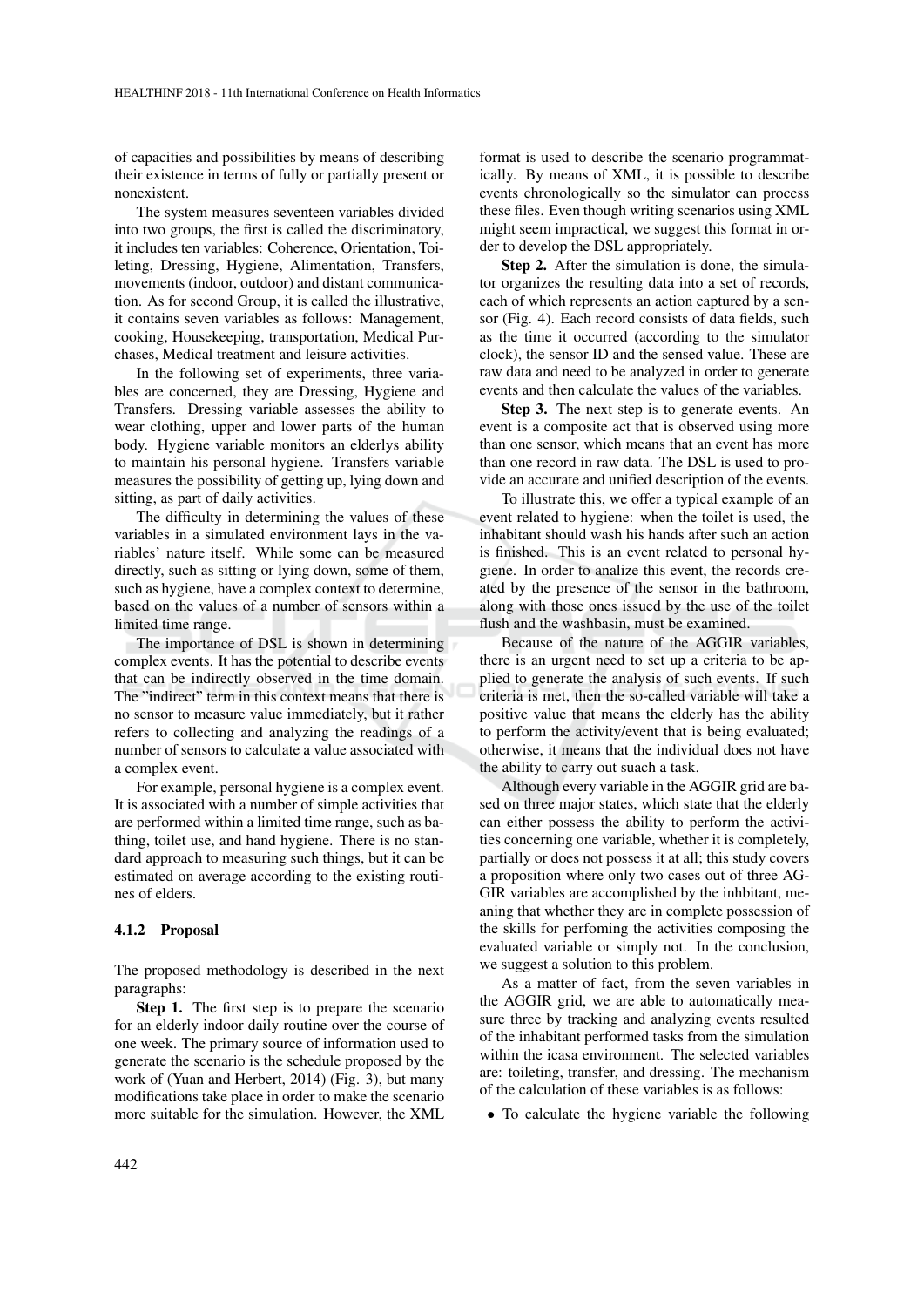of capacities and possibilities by means of describing their existence in terms of fully or partially present or nonexistent.

The system measures seventeen variables divided into two groups, the first is called the discriminatory, it includes ten variables: Coherence, Orientation, Toileting, Dressing, Hygiene, Alimentation, Transfers, movements (indoor, outdoor) and distant communication. As for second Group, it is called the illustrative, it contains seven variables as follows: Management, cooking, Housekeeping, transportation, Medical Purchases, Medical treatment and leisure activities.

In the following set of experiments, three variables are concerned, they are Dressing, Hygiene and Transfers. Dressing variable assesses the ability to wear clothing, upper and lower parts of the human body. Hygiene variable monitors an elderlys ability to maintain his personal hygiene. Transfers variable measures the possibility of getting up, lying down and sitting, as part of daily activities.

The difficulty in determining the values of these variables in a simulated environment lays in the variables' nature itself. While some can be measured directly, such as sitting or lying down, some of them, such as hygiene, have a complex context to determine, based on the values of a number of sensors within a limited time range.

The importance of DSL is shown in determining complex events. It has the potential to describe events that can be indirectly observed in the time domain. The "indirect" term in this context means that there is no sensor to measure value immediately, but it rather refers to collecting and analyzing the readings of a number of sensors to calculate a value associated with a complex event.

For example, personal hygiene is a complex event. It is associated with a number of simple activities that are performed within a limited time range, such as bathing, toilet use, and hand hygiene. There is no standard approach to measuring such things, but it can be estimated on average according to the existing routines of elders.

#### 4.1.2 Proposal

The proposed methodology is described in the next paragraphs:

**Step 1.** The first step is to prepare the scenario for an elderly indoor daily routine over the course of one week. The primary source of information used to generate the scenario is the schedule proposed by the work of (Yuan and Herbert, 2014) (Fig. 3), but many modifications take place in order to make the scenario more suitable for the simulation. However, the XML format is used to describe the scenario programmatically. By means of XML, it is possible to describe events chronologically so the simulator can process these files. Even though writing scenarios using XML might seem impractical, we suggest this format in order to develop the DSL appropriately.

**Step 2.** After the simulation is done, the simulator organizes the resulting data into a set of records, each of which represents an action captured by a sensor (Fig. 4). Each record consists of data fields, such as the time it occurred (according to the simulator clock), the sensor ID and the sensed value. These are raw data and need to be analyzed in order to generate events and then calculate the values of the variables.

**Step 3.** The next step is to generate events. An event is a composite act that is observed using more than one sensor, which means that an event has more than one record in raw data. The DSL is used to provide an accurate and unified description of the events.

To illustrate this, we offer a typical example of an event related to hygiene: when the toilet is used, the inhabitant should wash his hands after such an action is finished. This is an event related to personal hygiene. In order to analize this event, the records created by the presence of the sensor in the bathroom, along with those ones issued by the use of the toilet flush and the washbasin, must be examined.

Because of the nature of the AGGIR variables, there is an urgent need to set up a criteria to be applied to generate the analysis of such events. If such criteria is met, then the so-called variable will take a positive value that means the elderly has the ability to perform the activity/event that is being evaluated; otherwise, it means that the individual does not have the ability to carry out suach a task.

Although every variable in the AGGIR grid are based on three major states, which state that the elderly can either possess the ability to perform the activities concerning one variable, whether it is completely, partially or does not possess it at all; this study covers a proposition where only two cases out of three AGGIR variables are accomplished by the inhbitant, meaning that whether they are in complete possession of the skills for perfoming the activities composing the evaluated variable or simply not. In the conclusion, we suggest a solution to this problem.

As a matter of fact, from the seven variables in the AGGIR grid, we are able to automatically measure three by tracking and analyzing events resulted of the inhabitant performed tasks from the simulation within the icasa environment. The selected variables are: toileting, transfer, and dressing. The mechanism of the calculation of these variables is as follows:

- To calculate the hygiene variable the following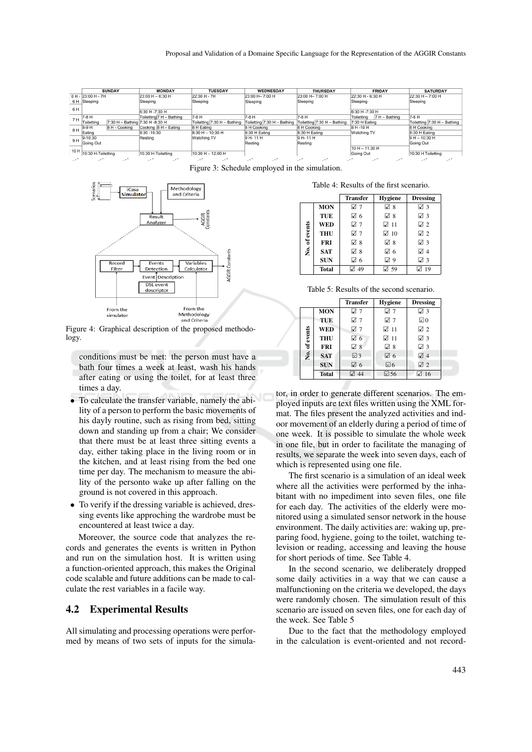| | SUNDAY | MONDAY | TUESDAY | WEDNESDAY | THURSDAY | FRIDAY | SATURDAY |
|---|---|---|---|---|---|---|---|
| 0 H - 6 H | 23:00 H - 7H Sleeping | 23:00 H – 6:30 H Sleeping | 22:30 H - 7H Sleeping | 23:00 H– 7:00 H Sleeping | 23:00 H– 7:00 H Sleeping | 22:30 H - 6:30 H Sleeping | 22:30 H – 7:00 H Sleeping |
| 6 H | | 6:30 H -7:30 H | | | | 6:30 H -7:30 H | |
| 7 H | 7-8 H Toiletting 7:30 H – Bathing | Toiletting 7 H – Bathing 7:30 H -8:30 H | 7-8 H Toiletting 7:30 H – Bathing | 7-8 H Toiletting 7:30 H – Bathing | 7-8 H Toiletting 7:30 H – Bathing | Toiletting 7 H – Bathing 7:30 H Eating | 7-8 H Toiletting 7:30 H – Bathing |
| 8 H | 8-9 H Eating 8 H - Cooking | Cooking 8 H – Eating 8:30 -10:30 | 8 H Eating 8:30 H – 10:30 H | 8 H Cooking 8:30 H Eating | 8 H Cooking 8:30 H Eating | 8 H -10 H Watching TV | 8 H Cooking 8:30 H Eating |
| 9 H | 9-10:30 Going Out | Resting | Watching TV | 9 H- 11 H Resting | 9 H- 11 H Resting | | 9 H – 10:30 H Going Out |
| 10 H | 10:30 H-Toiletting | 10:30 H-Toiletting | 10:30 H – 12:00 H | | | 10 H – 11:30 H Going Out | 10:30 H Toiletting |

Figure 3: Schedule employed in the simulation.

Scenarios
iCasa Simulator
Methodology and Criteria
Result Analyzer
AGGIR Constants
Record Filter
Events Detection
Variables Calculator
Event Description
DSL event descriptor
AGGIR Constants
From the simulator
From the Methodology and Criteria

Figure 4: Graphical description of the proposed methodology.

conditions must be met: the person must have a bath four times a week at least, wash his hands after eating or using the toilet, for at least three times a day.

- To calculate the transfer variable, namely the ability of a person to perform the basic movements of his dayly routine, such as rising from bed, sitting down and standing up from a chair; We consider that there must be at least three sitting events a day, either taking place in the living room or in the kitchen, and at least rising from the bed one time per day. The mechanism to measure the ability of the personto wake up after falling on the ground is not covered in this approach.
- To verify if the dressing variable is achieved, dressing events like approching the wardrobe must be encountered at least twice a day.

Moreover, the source code that analyzes the records and generates the events is written in Python and run on the simulation host. It is written using a function-oriented approach, this makes the Original code scalable and future additions can be made to calculate the rest variables in a facile way.

## 4.2 Experimental Results

All simulating and processing operations were performed by means of two sets of inputs for the simulator, in order to generate different scenarios. The employed inputs are text files written using the XML format. The files present the analyzed activities and indoor movement of an elderly during a period of time of one week. It is possible to simulate the whole week in one file, but in order to facilitate the managing of results, we separate the week into seven days, each of which is represented using one file.

The first scenario is a simulation of an ideal week where all the activities were performed by the inhabitant with no impediment into seven files, one file for each day. The activities of the elderly were monitored using a simulated sensor network in the house environment. The daily activities are: waking up, preparing food, hygiene, going to the toilet, watching television or reading, accessing and leaving the house for short periods of time. See Table 4.

Table 4: Results of the first scenario.

| | | Transfer | Hygiene | Dressing |
|---|---|---|---|---|
| No. of events | MON | ☑ 7 | ☑ 8 | ☑ 3 |
| | TUE | ☑ 6 | ☑ 8 | ☑ 3 |
| | WED | ☑ 7 | ☑ 11 | ☑ 2 |
| | THU | ☑ 7 | ☑ 10 | ☑ 2 |
| | FRI | ☑ 8 | ☑ 8 | ☑ 3 |
| | SAT | ☑ 8 | ☑ 6 | ☑ 4 |
| | SUN | ☑ 6 | ☑ 9 | ☑ 3 |
| | Total | ☑ 49 | ☑ 59 | ☑ 19 |

In the second scenario, we deliberately dropped some daily activities in a way that we can cause a malfunctioning on the criteria we developed, the days were randomly chosen. The simulation result of this scenario are issued on seven files, one for each day of the week. See Table 5

Table 5: Results of the second scenario.

| | | Transfer | Hygiene | Dressing |
|---|---|---|---|---|
| No. of events | MON | ☑ 7 | ☑ 7 | ☑ 3 |
| | TUE | ☑ 7 | ☑ 7 | ☒0 |
| | WED | ☑ 7 | ☑ 11 | ☑ 2 |
| | THU | ☑ 6 | ☑ 11 | ☑ 3 |
| | FRI | ☑ 8 | ☑ 8 | ☑ 3 |
| | SAT | ☒3 | ☑ 6 | ☑ 4 |
| | SUN | ☑ 6 | ☒6 | ☑ 2 |
| | Total | ☑ 44 | ☒56 | ☑ 16 |

Due to the fact that the methodology employed in the calculation is event-oriented and not record-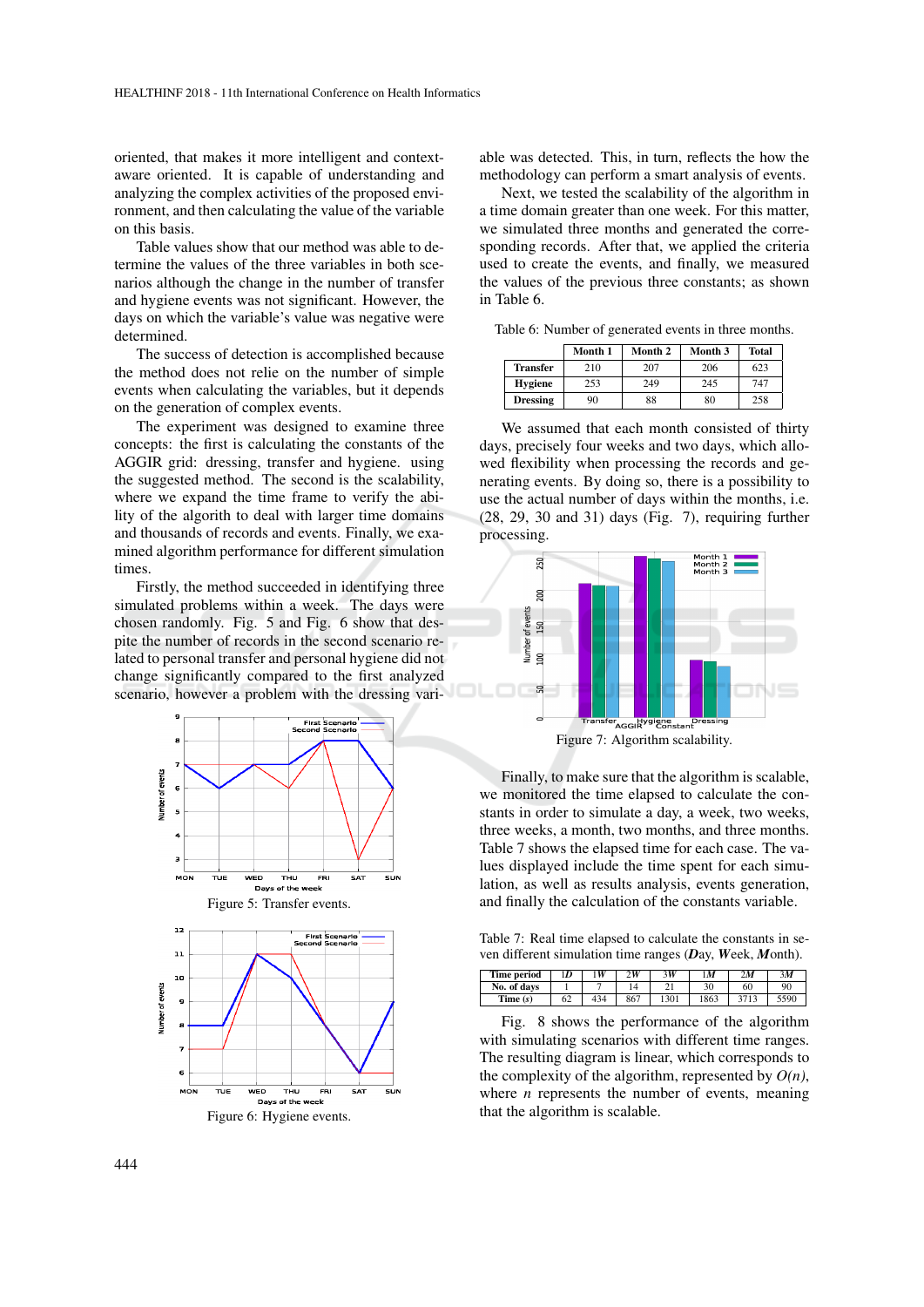oriented, that makes it more intelligent and context-aware oriented. It is capable of understanding and analyzing the complex activities of the proposed environment, and then calculating the value of the variable on this basis.

Table values show that our method was able to determine the values of the three variables in both scenarios although the change in the number of transfer and hygiene events was not significant. However, the days on which the variable's value was negative were determined.

The success of detection is accomplished because the method does not relie on the number of simple events when calculating the variables, but it depends on the generation of complex events.

The experiment was designed to examine three concepts: the first is calculating the constants of the AGGIR grid: dressing, transfer and hygiene. using the suggested method. The second is the scalability, where we expand the time frame to verify the ability of the algorith to deal with larger time domains and thousands of records and events. Finally, we examined algorithm performance for different simulation times.

Firstly, the method succeeded in identifying three simulated problems within a week. The days were chosen randomly. Fig. 5 and Fig. 6 show that despite the number of records in the second scenario related to personal transfer and personal hygiene did not change significantly compared to the first analyzed scenario, however a problem with the dressing variable was detected. This, in turn, reflects the how the methodology can perform a smart analysis of events.

First Scenario
Second Scenario
Number of events
9
8
7
6
5
4
3
MON TUE WED THU FRI SAT SUN
Days of the week

Figure 5: Transfer events.

First Scenario
Second Scenario
Number of events
12
11
10
9
8
7
6
MON TUE WED THU FRI SAT SUN
Days of the week

Figure 6: Hygiene events.

Next, we tested the scalability of the algorithm in a time domain greater than one week. For this matter, we simulated three months and generated the corresponding records. After that, we applied the criteria used to create the events, and finally, we measured the values of the previous three constants; as shown in Table 6.

Table 6: Number of generated events in three months.

| | Month 1 | Month 2 | Month 3 | Total |
|---|---|---|---|---|
| **Transfer** | 210 | 207 | 206 | 623 |
| **Hygiene** | 253 | 249 | 245 | 747 |
| **Dressing** | 90 | 88 | 80 | 258 |

We assumed that each month consisted of thirty days, precisely four weeks and two days, which allowed flexibility when processing the records and generating events. By doing so, there is a possibility to use the actual number of days within the months, i.e. (28, 29, 30 and 31) days (Fig. 7), requiring further processing.

Month 1
Month 2
Month 3
Number of events
250
200
150
100
50
0
Transfer
Hygiene
Dressing
AGGIR Constant

Figure 7: Algorithm scalability.

Finally, to make sure that the algorithm is scalable, we monitored the time elapsed to calculate the constants to simulate a day, a week, two weeks, three weeks, a month, two months, and three months. Table 7 shows the elapsed time for each case. The values displayed include the time spent for each simulation, as well as results analysis, events generation, and finally the calculation of the constants variable.

Table 7: Real time elapsed to calculate the constants in seven different simulation time ranges (**D**ay, **W**eek, **M**onth).

| **Time period** | *1D* | *1W* | *2W* | *3W* | *1M* | *2M* | *3M* |
|---|---|---|---|---|---|---|---|
| **No. of days** | 1 | 7 | 14 | 21 | 30 | 60 | 90 |
| **Time (s)** | 62 | 434 | 867 | 1301 | 1863 | 3713 | 5590 |

Fig. 8 shows the performance of the algorithm with simulating scenarios with different time ranges. The resulting diagram is linear, which corresponds to the complexity of the algorithm, represented by $O(n)$, where $n$ represents the number of events, meaning that the algorithm is scalable.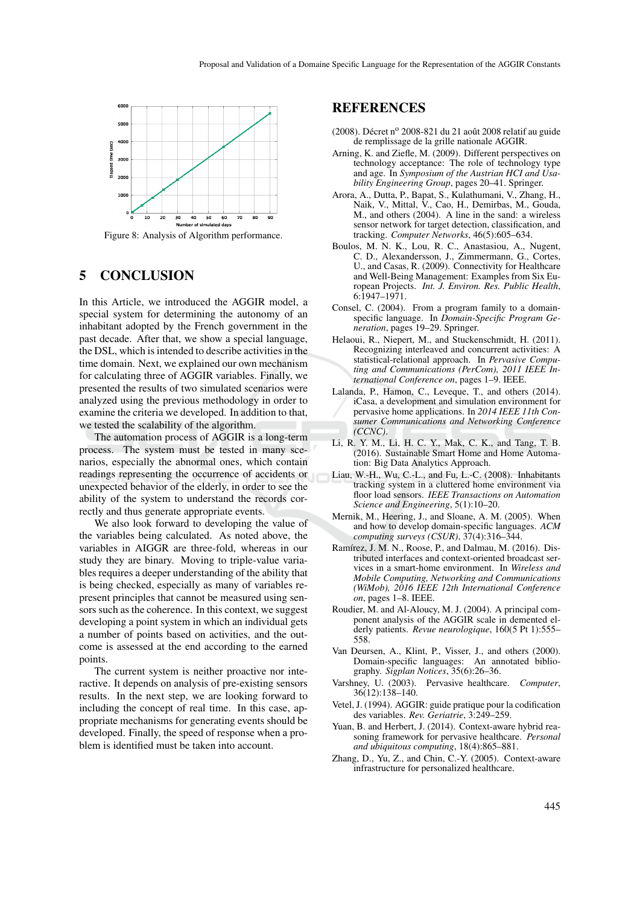6000
5000
4000
3000
2000
1000
0
Elapsed time (sec)
0 10 20 30 40 50 60 70 80 90
Number of simulated days

Figure 8: Analysis of Algorithm performance.

## 5 CONCLUSION

In this Article, we introduced the AGGIR model, a special system for determining the autonomy of an inhabitant adopted by the French government in the past decade. After that, we show a special language, the DSL, which is intended to describe activities in the time domain. Next, we explained our own mechanism for calculating three of AGGIR variables. Finally, we presented the results of two simulated scenarios were analyzed using the previous methodology in order to examine the criteria we developed. In addition to that, we tested the scalability of the algorithm.

The automation process of AGGIR is a long-term process. The system must be tested in many scenarios, especially the abnormal ones, which contain readings representing the occurrence of accidents or unexpected behavior of the elderly, in order to see the ability of the system to understand the records correctly and thus generate appropriate events.

We also look forward to developing the value of the variables being calculated. As noted above, the variables in AIGGR are three-fold, whereas in our study they are binary. Moving to triple-value variables requires a deeper understanding of the ability that is being checked, especially as many of variables represent principles that cannot be measured using sensors such as the coherence. In this context, we suggest developing a point system in which an individual gets a number of points based on activities, and the outcome is assessed at the end according to the earned points.

The current system is neither proactive nor interactive. It depends on analysis of pre-existing sensors results. In the next step, we are looking forward to including the concept of real time. In this case, appropriate mechanisms for generating events should be developed. Finally, the speed of response when a problem is identified must be taken into account.

## REFERENCES

(2008). Décret n° 2008-821 du 21 août 2008 relatif au guide de remplissage de la grille nationale AGGIR.

Arning, K. and Ziefle, M. (2009). Different perspectives on technology acceptance: The role of technology type and age. In *Symposium of the Austrian HCI and Usability Engineering Group*, pages 20–41. Springer.

Arora, A., Dutta, P., Bapat, S., Kulathumani, V., Zhang, H., Naik, V., Mittal, V., Cao, H., Demirbas, M., Gouda, M., and others (2004). A line in the sand: a wireless sensor network for target detection, classification, and tracking. *Computer Networks*, 46(5):605–634.

Boulos, M. N. K., Lou, R. C., Anastasiou, A., Nugent, C. D., Alexandersson, J., Zimmermann, G., Cortes, U., and Casas, R. (2009). Connectivity for Healthcare and Well-Being Management: Examples from Six European Projects. *Int. J. Environ. Res. Public Health*, 6:1947–1971.

Consel, C. (2004). From a program family to a domain-specific language. In *Domain-Specific Program Generation*, pages 19–29. Springer.

Helaoui, R., Niepert, M., and Stuckenschmidt, H. (2011). Recognizing interleaved and concurrent activities: A statistical-relational approach. In *Pervasive Computing and Communications (PerCom), 2011 IEEE International Conference on*, pages 1–9. IEEE.

Lalanda, P., Hamon, C., Leveque, T., and others (2014). iCasa, a development and simulation environment for pervasive home applications. In *2014 IEEE 11th Consumer Communications and Networking Conference (CCNC)*.

Li, R. Y. M., Li, H. C. Y., Mak, C. K., and Tang, T. B. (2016). Sustainable Smart Home and Home Automation: Big Data Analytics Approach.

Liau, W.-H., Wu, C.-L., and Fu, L.-C. (2008). Inhabitants tracking system in a cluttered home environment via floor load sensors. *IEEE Transactions on Automation Science and Engineering*, 5(1):10–20.

Mernik, M., Heering, J., and Sloane, A. M. (2005). When and how to develop domain-specific languages. *ACM computing surveys (CSUR)*, 37(4):316–344.

Ramírez, J. M. N., Roose, P., and Dalmau, M. (2016). Distributed interfaces and context-oriented broadcast services in a smart-home environment. In *Wireless and Mobile Computing, Networking and Communications (WiMob), 2016 IEEE 12th International Conference on*, pages 1–8. IEEE.

Roudier, M. and Al-Aloucy, M. J. (2004). A principal component analysis of the AGGIR scale in demented elderly patients. *Revue neurologique*, 160(5 Pt 1):555–558.

Van Deursen, A., Klint, P., Visser, J., and others (2000). Domain-specific languages: An annotated bibliography. *Sigplan Notices*, 35(6):26–36.

Varshney, U. (2003). Pervasive healthcare. *Computer*, 36(12):138–140.

Vetel, J. (1994). AGGIR: guide pratique pour la codification des variables. *Rev. Geriatrie*, 3:249–259.

Yuan, B. and Herbert, J. (2014). Context-aware hybrid reasoning framework for pervasive healthcare. *Personal and ubiquitous computing*, 18(4):865–881.

Zhang, D., Yu, Z., and Chin, C.-Y. (2005). Context-aware infrastructure for personalized healthcare.